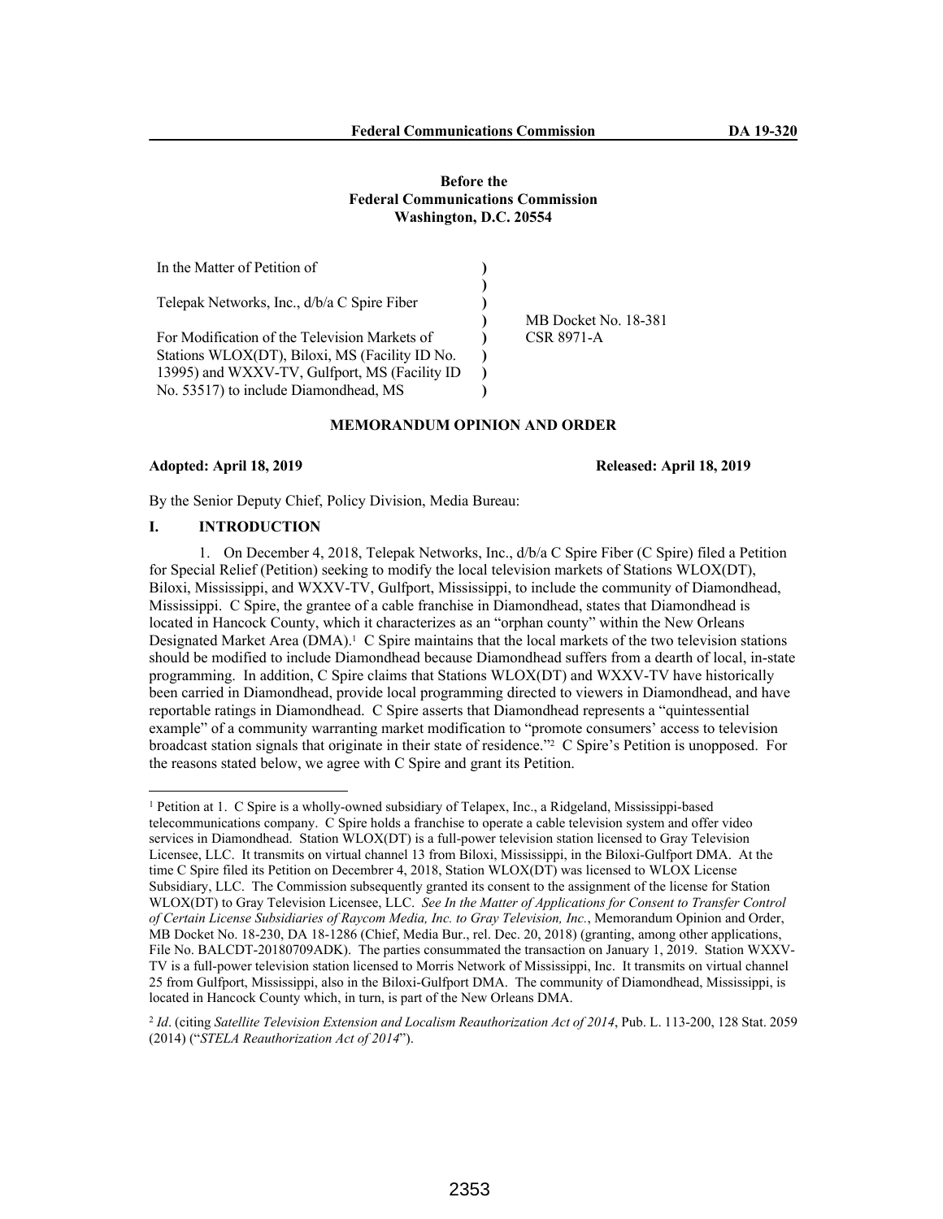**Before the**
**Federal Communications Commission**
**Washington, D.C. 20554**

| | | |
|---|---|---|
| In the Matter of Petition of | ) | |
| | ) | |
| Telepak Networks, Inc., d/b/a C Spire Fiber | ) | |
| | ) | MB Docket No. 18-381 |
| For Modification of the Television Markets of | ) | CSR 8971-A |
| Stations WLOX(DT), Biloxi, MS (Facility ID No. 13995) and WXXV-TV, Gulfport, MS (Facility ID No. 53517) to include Diamondhead, MS | ) | |

**MEMORANDUM OPINION AND ORDER**

**Adopted: April 18, 2019** **Released: April 18, 2019**

By the Senior Deputy Chief, Policy Division, Media Bureau:

## I. INTRODUCTION

1. On December 4, 2018, Telepak Networks, Inc., d/b/a C Spire Fiber (C Spire) filed a Petition for Special Relief (Petition) seeking to modify the local television markets of Stations WLOX(DT), Biloxi, Mississippi, and WXXV-TV, Gulfport, Mississippi, to include the community of Diamondhead, Mississippi. C Spire, the grantee of a cable franchise in Diamondhead, states that Diamondhead is located in Hancock County, which it characterizes as an "orphan county" within the New Orleans Designated Market Area (DMA).[1] C Spire maintains that the local markets of the two television stations should be modified to include Diamondhead because Diamondhead suffers from a dearth of local, in-state programming. In addition, C Spire claims that Stations WLOX(DT) and WXXV-TV have historically been carried in Diamondhead, provide local programming directed to viewers in Diamondhead, and have reportable ratings in Diamondhead. C Spire asserts that Diamondhead represents a "quintessential example" of a community warranting market modification to "promote consumers' access to television broadcast station signals that originate in their state of residence."[2] C Spire's Petition is unopposed. For the reasons stated below, we agree with C Spire and grant its Petition.

---

[1] Petition at 1. C Spire is a wholly-owned subsidiary of Telapex, Inc., a Ridgeland, Mississippi-based telecommunications company. C Spire holds a franchise to operate a cable television system and offer video services in Diamondhead. Station WLOX(DT) is a full-power television station licensed to Gray Television Licensee, LLC. It transmits on virtual channel 13 from Biloxi, Mississippi, in the Biloxi-Gulfport DMA. At the time C Spire filed its Petition on Decembrer 4, 2018, Station WLOX(DT) was licensed to WLOX License Subsidiary, LLC. The Commission subsequently granted its consent to the assignment of the license for Station WLOX(DT) to Gray Television Licensee, LLC. *See In the Matter of Applications for Consent to Transfer Control of Certain License Subsidiaries of Raycom Media, Inc. to Gray Television, Inc.*, Memorandum Opinion and Order, MB Docket No. 18-230, DA 18-1286 (Chief, Media Bur., rel. Dec. 20, 2018) (granting, among other applications, File No. BALCDT-20180709ADK). The parties consummated the transaction on January 1, 2019. Station WXXV-TV is a full-power television station licensed to Morris Network of Mississippi, Inc. It transmits on virtual channel 25 from Gulfport, Mississippi, also in the Biloxi-Gulfport DMA. The community of Diamondhead, Mississippi, is located in Hancock County which, in turn, is part of the New Orleans DMA.

[2] *Id*. (citing *Satellite Television Extension and Localism Reauthorization Act of 2014*, Pub. L. 113-200, 128 Stat. 2059 (2014) ("*STELA Reauthorization Act of 2014*").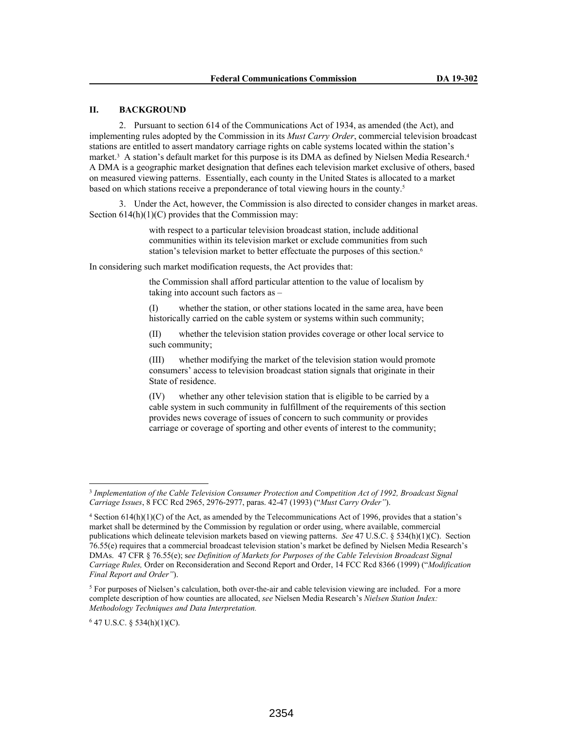## II. BACKGROUND

2. Pursuant to section 614 of the Communications Act of 1934, as amended (the Act), and implementing rules adopted by the Commission in its *Must Carry Order*, commercial television broadcast stations are entitled to assert mandatory carriage rights on cable systems located within the station's market.[3] A station's default market for this purpose is its DMA as defined by Nielsen Media Research.[4] A DMA is a geographic market designation that defines each television market exclusive of others, based on measured viewing patterns. Essentially, each county in the United States is allocated to a market based on which stations receive a preponderance of total viewing hours in the county.[5]

3. Under the Act, however, the Commission is also directed to consider changes in market areas. Section 614(h)(1)(C) provides that the Commission may:

> with respect to a particular television broadcast station, include additional communities within its television market or exclude communities from such station's television market to better effectuate the purposes of this section.[6]

In considering such market modification requests, the Act provides that:

> the Commission shall afford particular attention to the value of localism by taking into account such factors as –
>
> (I) whether the station, or other stations located in the same area, have been historically carried on the cable system or systems within such community;
>
> (II) whether the television station provides coverage or other local service to such community;
>
> (III) whether modifying the market of the television station would promote consumers' access to television broadcast station signals that originate in their State of residence.
>
> (IV) whether any other television station that is eligible to be carried by a cable system in such community in fulfillment of the requirements of this section provides news coverage of issues of concern to such community or provides carriage or coverage of sporting and other events of interest to the community;

---

[3] *Implementation of the Cable Television Consumer Protection and Competition Act of 1992, Broadcast Signal Carriage Issues*, 8 FCC Rcd 2965, 2976-2977, paras. 42-47 (1993) ("*Must Carry Order"*).

[4] Section 614(h)(1)(C) of the Act, as amended by the Telecommunications Act of 1996, provides that a station's market shall be determined by the Commission by regulation or order using, where available, commercial publications which delineate television markets based on viewing patterns. *See* 47 U.S.C. § 534(h)(1)(C). Section 76.55(e) requires that a commercial broadcast television station's market be defined by Nielsen Media Research's DMAs. 47 CFR § 76.55(e); s*ee Definition of Markets for Purposes of the Cable Television Broadcast Signal Carriage Rules,* Order on Reconsideration and Second Report and Order, 14 FCC Rcd 8366 (1999) ("*Modification Final Report and Order"*).

[5] For purposes of Nielsen's calculation, both over-the-air and cable television viewing are included. For a more complete description of how counties are allocated, *see* Nielsen Media Research's *Nielsen Station Index: Methodology Techniques and Data Interpretation.*

[6] 47 U.S.C. § 534(h)(1)(C).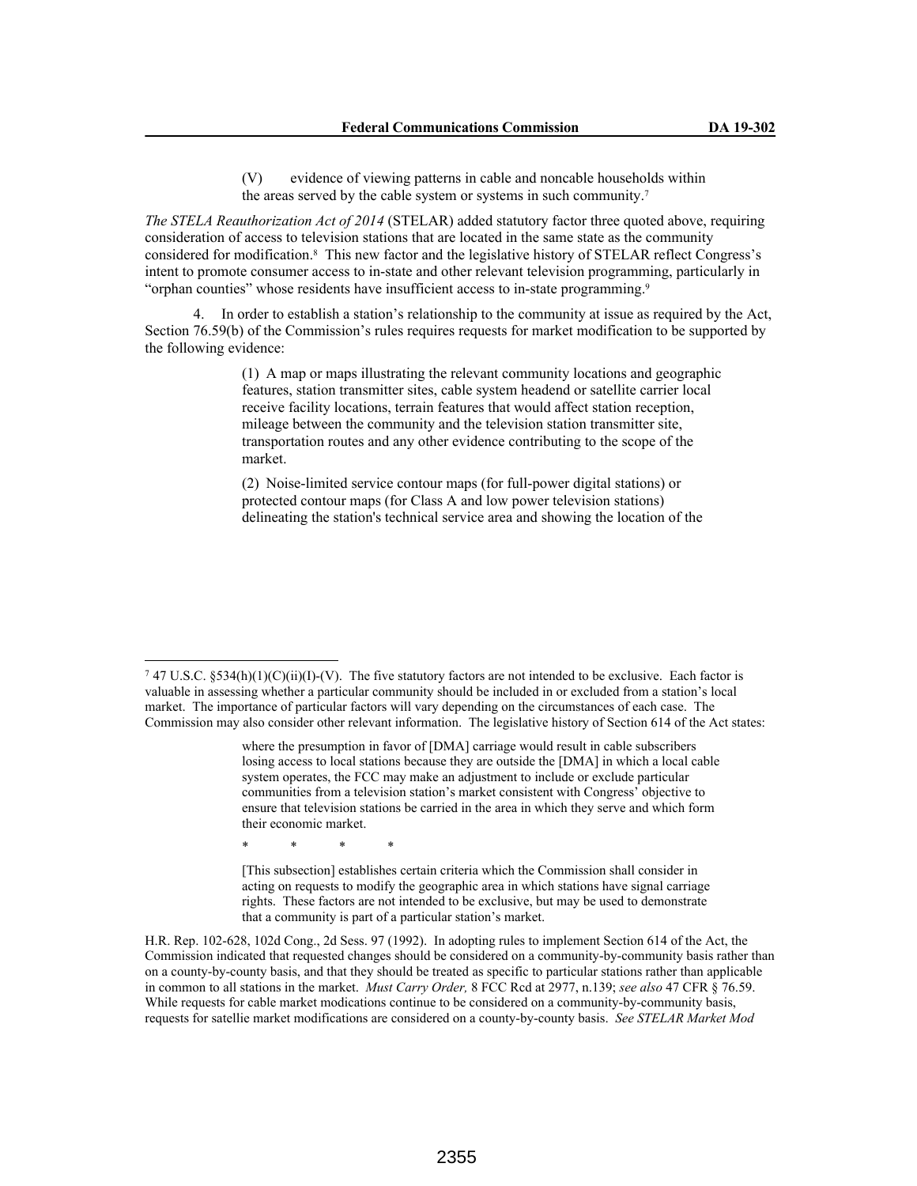> (V) evidence of viewing patterns in cable and noncable households within the areas served by the cable system or systems in such community.[7]

*The STELA Reauthorization Act of 2014* (STELAR) added statutory factor three quoted above, requiring consideration of access to television stations that are located in the same state as the community considered for modification.[8] This new factor and the legislative history of STELAR reflect Congress's intent to promote consumer access to in-state and other relevant television programming, particularly in "orphan counties" whose residents have insufficient access to in-state programming.[9]

4. In order to establish a station's relationship to the community at issue as required by the Act, Section 76.59(b) of the Commission's rules requires requests for market modification to be supported by the following evidence:

> (1) A map or maps illustrating the relevant community locations and geographic features, station transmitter sites, cable system headend or satellite carrier local receive facility locations, terrain features that would affect station reception, mileage between the community and the television station transmitter site, transportation routes and any other evidence contributing to the scope of the market.
>
> (2) Noise-limited service contour maps (for full-power digital stations) or protected contour maps (for Class A and low power television stations) delineating the station's technical service area and showing the location of the

---

[7] 47 U.S.C. §534(h)(1)(C)(ii)(I)-(V). The five statutory factors are not intended to be exclusive. Each factor is valuable in assessing whether a particular community should be included in or excluded from a station's local market. The importance of particular factors will vary depending on the circumstances of each case. The Commission may also consider other relevant information. The legislative history of Section 614 of the Act states:

> where the presumption in favor of [DMA] carriage would result in cable subscribers losing access to local stations because they are outside the [DMA] in which a local cable system operates, the FCC may make an adjustment to include or exclude particular communities from a television station's market consistent with Congress' objective to ensure that television stations be carried in the area in which they serve and which form their economic market.
>
> \* \* \* \*
>
> [This subsection] establishes certain criteria which the Commission shall consider in acting on requests to modify the geographic area in which stations have signal carriage rights. These factors are not intended to be exclusive, but may be used to demonstrate that a community is part of a particular station's market.

H.R. Rep. 102-628, 102d Cong., 2d Sess. 97 (1992). In adopting rules to implement Section 614 of the Act, the Commission indicated that requested changes should be considered on a community-by-community basis rather than on a county-by-county basis, and that they should be treated as specific to particular stations rather than applicable in common to all stations in the market. *Must Carry Order,* 8 FCC Rcd at 2977, n.139; *see also* 47 CFR § 76.59. While requests for cable market modications continue to be considered on a community-by-community basis, requests for satellie market modifications are considered on a county-by-county basis. *See STELAR Market Mod*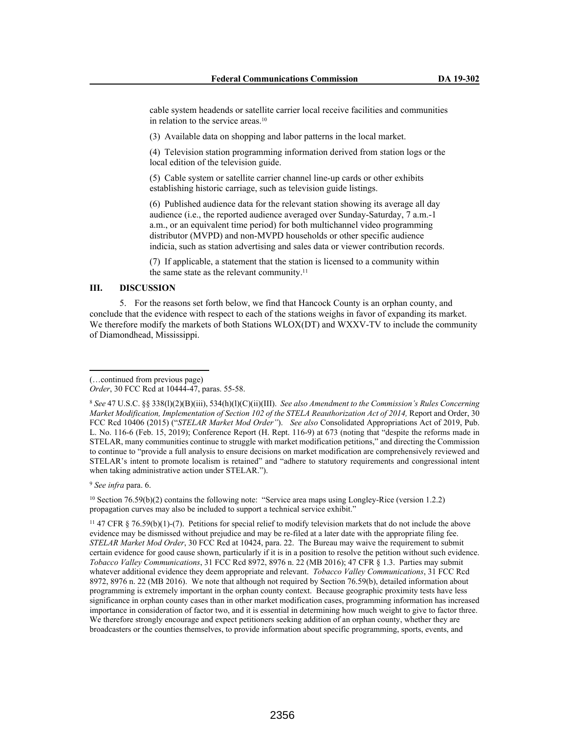cable system headends or satellite carrier local receive facilities and communities in relation to the service areas.[10]

(3) Available data on shopping and labor patterns in the local market.

(4) Television station programming information derived from station logs or the local edition of the television guide.

(5) Cable system or satellite carrier channel line-up cards or other exhibits establishing historic carriage, such as television guide listings.

(6) Published audience data for the relevant station showing its average all day audience (i.e., the reported audience averaged over Sunday-Saturday, 7 a.m.-1 a.m., or an equivalent time period) for both multichannel video programming distributor (MVPD) and non-MVPD households or other specific audience indicia, such as station advertising and sales data or viewer contribution records.

(7) If applicable, a statement that the station is licensed to a community within the same state as the relevant community.[11]

## III. DISCUSSION

5. For the reasons set forth below, we find that Hancock County is an orphan county, and conclude that the evidence with respect to each of the stations weighs in favor of expanding its market. We therefore modify the markets of both Stations WLOX(DT) and WXXV-TV to include the community of Diamondhead, Mississippi.

---

(…continued from previous page)
*Order*, 30 FCC Rcd at 10444-47, paras. 55-58.

[8] *See* 47 U.S.C. §§ 338(l)(2)(B)(iii), 534(h)(l)(C)(ii)(III). *See also Amendment to the Commission's Rules Concerning Market Modification, Implementation of Section 102 of the STELA Reauthorization Act of 2014,* Report and Order, 30 FCC Rcd 10406 (2015) ("*STELAR Market Mod Order"*). *See also* Consolidated Appropriations Act of 2019, Pub. L. No. 116-6 (Feb. 15, 2019); Conference Report (H. Rept. 116-9) at 673 (noting that "despite the reforms made in STELAR, many communities continue to struggle with market modification petitions," and directing the Commission to continue to "provide a full analysis to ensure decisions on market modification are comprehensively reviewed and STELAR's intent to promote localism is retained" and "adhere to statutory requirements and congressional intent when taking administrative action under STELAR.").

[9] *See infra* para. 6.

[10] Section 76.59(b)(2) contains the following note: "Service area maps using Longley-Rice (version 1.2.2) propagation curves may also be included to support a technical service exhibit."

[11] 47 CFR § 76.59(b)(1)-(7). Petitions for special relief to modify television markets that do not include the above evidence may be dismissed without prejudice and may be re-filed at a later date with the appropriate filing fee. *STELAR Market Mod Order*, 30 FCC Rcd at 10424, para. 22. The Bureau may waive the requirement to submit certain evidence for good cause shown, particularly if it is in a position to resolve the petition without such evidence. *Tobacco Valley Communications*, 31 FCC Rcd 8972, 8976 n. 22 (MB 2016); 47 CFR § 1.3. Parties may submit whatever additional evidence they deem appropriate and relevant. *Tobacco Valley Communications*, 31 FCC Rcd 8972, 8976 n. 22 (MB 2016). We note that although not required by Section 76.59(b), detailed information about programming is extremely important in the orphan county context. Because geographic proximity tests have less significance in orphan county cases than in other market modification cases, programming information has increased importance in consideration of factor two, and it is essential in determining how much weight to give to factor three. We therefore strongly encourage and expect petitioners seeking addition of an orphan county, whether they are broadcasters or the counties themselves, to provide information about specific programming, sports, events, and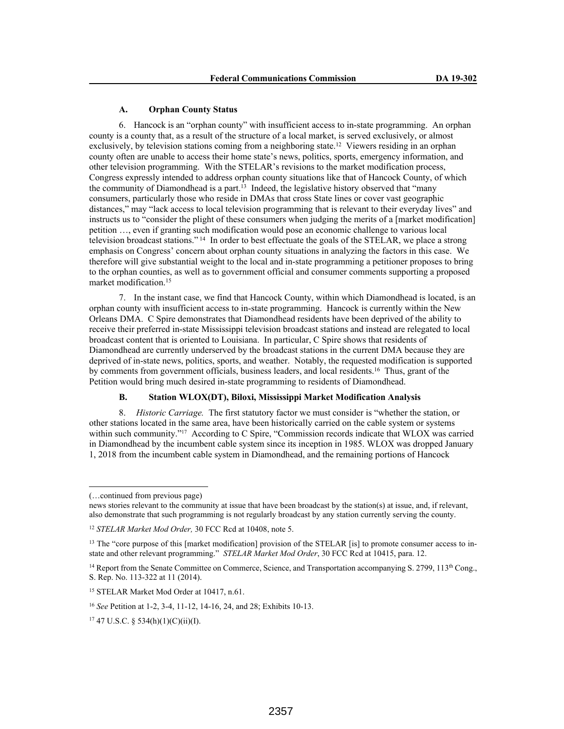### A. Orphan County Status

6. Hancock is an "orphan county" with insufficient access to in-state programming. An orphan county is a county that, as a result of the structure of a local market, is served exclusively, or almost exclusively, by television stations coming from a neighboring state.[12] Viewers residing in an orphan county often are unable to access their home state's news, politics, sports, emergency information, and other television programming. With the STELAR's revisions to the market modification process, Congress expressly intended to address orphan county situations like that of Hancock County, of which the community of Diamondhead is a part.[13] Indeed, the legislative history observed that "many consumers, particularly those who reside in DMAs that cross State lines or cover vast geographic distances," may "lack access to local television programming that is relevant to their everyday lives" and instructs us to "consider the plight of these consumers when judging the merits of a [market modification] petition …, even if granting such modification would pose an economic challenge to various local television broadcast stations."[14] In order to best effectuate the goals of the STELAR, we place a strong emphasis on Congress' concern about orphan county situations in analyzing the factors in this case. We therefore will give substantial weight to the local and in-state programming a petitioner proposes to bring to the orphan counties, as well as to government official and consumer comments supporting a proposed market modification.[15]

7. In the instant case, we find that Hancock County, within which Diamondhead is located, is an orphan county with insufficient access to in-state programming. Hancock is currently within the New Orleans DMA. C Spire demonstrates that Diamondhead residents have been deprived of the ability to receive their preferred in-state Mississippi television broadcast stations and instead are relegated to local broadcast content that is oriented to Louisiana. In particular, C Spire shows that residents of Diamondhead are currently underserved by the broadcast stations in the current DMA because they are deprived of in-state news, politics, sports, and weather. Notably, the requested modification is supported by comments from government officials, business leaders, and local residents.[16] Thus, grant of the Petition would bring much desired in-state programming to residents of Diamondhead.

### B. Station WLOX(DT), Biloxi, Mississippi Market Modification Analysis

8. *Historic Carriage.* The first statutory factor we must consider is "whether the station, or other stations located in the same area, have been historically carried on the cable system or systems within such community."[17] According to C Spire, "Commission records indicate that WLOX was carried in Diamondhead by the incumbent cable system since its inception in 1985. WLOX was dropped January 1, 2018 from the incumbent cable system in Diamondhead, and the remaining portions of Hancock

---

(…continued from previous page)

news stories relevant to the community at issue that have been broadcast by the station(s) at issue, and, if relevant, also demonstrate that such programming is not regularly broadcast by any station currently serving the county.

[12] *STELAR Market Mod Order,* 30 FCC Rcd at 10408, note 5.

[13] The "core purpose of this [market modification] provision of the STELAR [is] to promote consumer access to in-state and other relevant programming." *STELAR Market Mod Order*, 30 FCC Rcd at 10415, para. 12.

[14] Report from the Senate Committee on Commerce, Science, and Transportation accompanying S. 2799, 113th Cong., S. Rep. No. 113-322 at 11 (2014).

[15] STELAR Market Mod Order at 10417, n.61.

[16] *See* Petition at 1-2, 3-4, 11-12, 14-16, 24, and 28; Exhibits 10-13.

[17] 47 U.S.C. § 534(h)(1)(C)(ii)(I).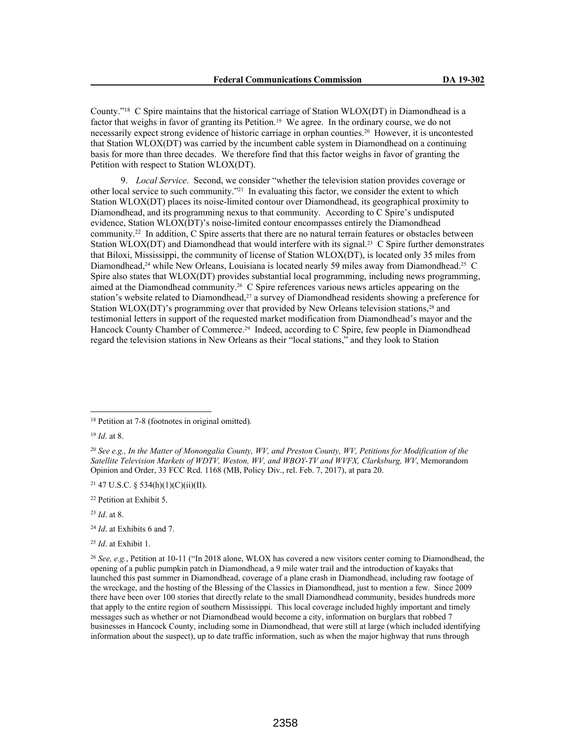County."[18] C Spire maintains that the historical carriage of Station WLOX(DT) in Diamondhead is a factor that weighs in favor of granting its Petition.[19] We agree. In the ordinary course, we do not necessarily expect strong evidence of historic carriage in orphan counties.[20] However, it is uncontested that Station WLOX(DT) was carried by the incumbent cable system in Diamondhead on a continuing basis for more than three decades. We therefore find that this factor weighs in favor of granting the Petition with respect to Station WLOX(DT).

9. *Local Service*. Second, we consider "whether the television station provides coverage or other local service to such community."[21] In evaluating this factor, we consider the extent to which Station WLOX(DT) places its noise-limited contour over Diamondhead, its geographical proximity to Diamondhead, and its programming nexus to that community. According to C Spire's undisputed evidence, Station WLOX(DT)'s noise-limited contour encompasses entirely the Diamondhead community.[22] In addition, C Spire asserts that there are no natural terrain features or obstacles between Station WLOX(DT) and Diamondhead that would interfere with its signal.[23] C Spire further demonstrates that Biloxi, Mississippi, the community of license of Station WLOX(DT), is located only 35 miles from Diamondhead,[24] while New Orleans, Louisiana is located nearly 59 miles away from Diamondhead.[25] C Spire also states that WLOX(DT) provides substantial local programming, including news programming, aimed at the Diamondhead community.[26] C Spire references various news articles appearing on the station's website related to Diamondhead,[27] a survey of Diamondhead residents showing a preference for Station WLOX(DT)'s programming over that provided by New Orleans television stations,[28] and testimonial letters in support of the requested market modification from Diamondhead's mayor and the Hancock County Chamber of Commerce.[29] Indeed, according to C Spire, few people in Diamondhead regard the television stations in New Orleans as their "local stations," and they look to Station

---

[18] Petition at 7-8 (footnotes in original omitted).

[19] *Id*. at 8.

[20] *See e.g., In the Matter of Monongalia County, WV, and Preston County, WV, Petitions for Modification of the Satellite Television Markets of WDTV, Weston, WV, and WBOY-TV and WVFX, Clarksburg, WV*, Memorandum Opinion and Order, 33 FCC Rcd. 1168 (MB, Policy Div., rel. Feb. 7, 2017), at para 20.

[21] 47 U.S.C. § 534(h)(1)(C)(ii)(II).

[22] Petition at Exhibit 5.

[23] *Id*. at 8.

[24] *Id*. at Exhibits 6 and 7.

[25] *Id*. at Exhibit 1.

[26] *See, e.g.*, Petition at 10-11 ("In 2018 alone, WLOX has covered a new visitors center coming to Diamondhead, the opening of a public pumpkin patch in Diamondhead, a 9 mile water trail and the introduction of kayaks that launched this past summer in Diamondhead, coverage of a plane crash in Diamondhead, including raw footage of the wreckage, and the hosting of the Blessing of the Classics in Diamondhead, just to mention a few. Since 2009 there have been over 100 stories that directly relate to the small Diamondhead community, besides hundreds more that apply to the entire region of southern Mississippi. This local coverage included highly important and timely messages such as whether or not Diamondhead would become a city, information on burglars that robbed 7 businesses in Hancock County, including some in Diamondhead, that were still at large (which included identifying information about the suspect), up to date traffic information, such as when the major highway that runs through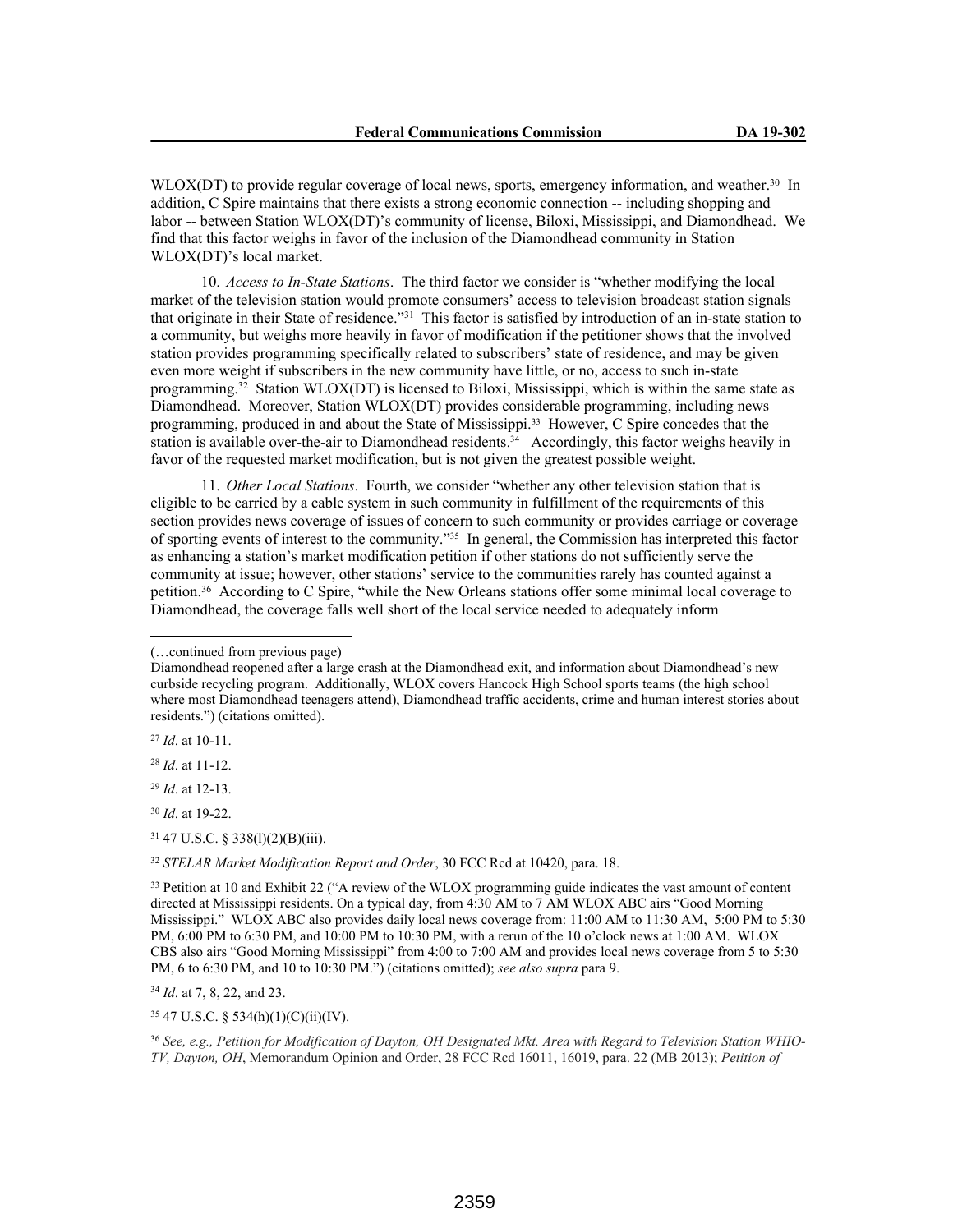WLOX(DT) to provide regular coverage of local news, sports, emergency information, and weather.[30] In addition, C Spire maintains that there exists a strong economic connection -- including shopping and labor -- between Station WLOX(DT)'s community of license, Biloxi, Mississippi, and Diamondhead. We find that this factor weighs in favor of the inclusion of the Diamondhead community in Station WLOX(DT)'s local market.

10. *Access to In-State Stations*. The third factor we consider is "whether modifying the local market of the television station would promote consumers' access to television broadcast station signals that originate in their State of residence."[31] This factor is satisfied by introduction of an in-state station to a community, but weighs more heavily in favor of modification if the petitioner shows that the involved station provides programming specifically related to subscribers' state of residence, and may be given even more weight if subscribers in the new community have little, or no, access to such in-state programming.[32] Station WLOX(DT) is licensed to Biloxi, Mississippi, which is within the same state as Diamondhead. Moreover, Station WLOX(DT) provides considerable programming, including news programming, produced in and about the State of Mississippi.[33] However, C Spire concedes that the station is available over-the-air to Diamondhead residents.[34] Accordingly, this factor weighs heavily in favor of the requested market modification, but is not given the greatest possible weight.

11. *Other Local Stations*. Fourth, we consider "whether any other television station that is eligible to be carried by a cable system in such community in fulfillment of the requirements of this section provides news coverage of issues of concern to such community or provides carriage or coverage of sporting events of interest to the community."[35] In general, the Commission has interpreted this factor as enhancing a station's market modification petition if other stations do not sufficiently serve the community at issue; however, other stations' service to the communities rarely has counted against a petition.[36] According to C Spire, "while the New Orleans stations offer some minimal local coverage to Diamondhead, the coverage falls well short of the local service needed to adequately inform

---

(…continued from previous page)

Diamondhead reopened after a large crash at the Diamondhead exit, and information about Diamondhead's new curbside recycling program. Additionally, WLOX covers Hancock High School sports teams (the high school where most Diamondhead teenagers attend), Diamondhead traffic accidents, crime and human interest stories about residents.") (citations omitted).

[27] *Id*. at 10-11.

[28] *Id*. at 11-12.

[29] *Id*. at 12-13.

[30] *Id*. at 19-22.

[31] 47 U.S.C. § 338(l)(2)(B)(iii).

[32] *STELAR Market Modification Report and Order*, 30 FCC Rcd at 10420, para. 18.

[33] Petition at 10 and Exhibit 22 ("A review of the WLOX programming guide indicates the vast amount of content directed at Mississippi residents. On a typical day, from 4:30 AM to 7 AM WLOX ABC airs "Good Morning Mississippi." WLOX ABC also provides daily local news coverage from: 11:00 AM to 11:30 AM, 5:00 PM to 5:30 PM, 6:00 PM to 6:30 PM, and 10:00 PM to 10:30 PM, with a rerun of the 10 o'clock news at 1:00 AM. WLOX CBS also airs "Good Morning Mississippi" from 4:00 to 7:00 AM and provides local news coverage from 5 to 5:30 PM, 6 to 6:30 PM, and 10 to 10:30 PM.") (citations omitted); *see also supra* para 9.

[34] *Id*. at 7, 8, 22, and 23.

[35] 47 U.S.C. § 534(h)(1)(C)(ii)(IV).

[36] *See, e.g., Petition for Modification of Dayton, OH Designated Mkt. Area with Regard to Television Station WHIO-TV, Dayton, OH*, Memorandum Opinion and Order, 28 FCC Rcd 16011, 16019, para. 22 (MB 2013); *Petition of*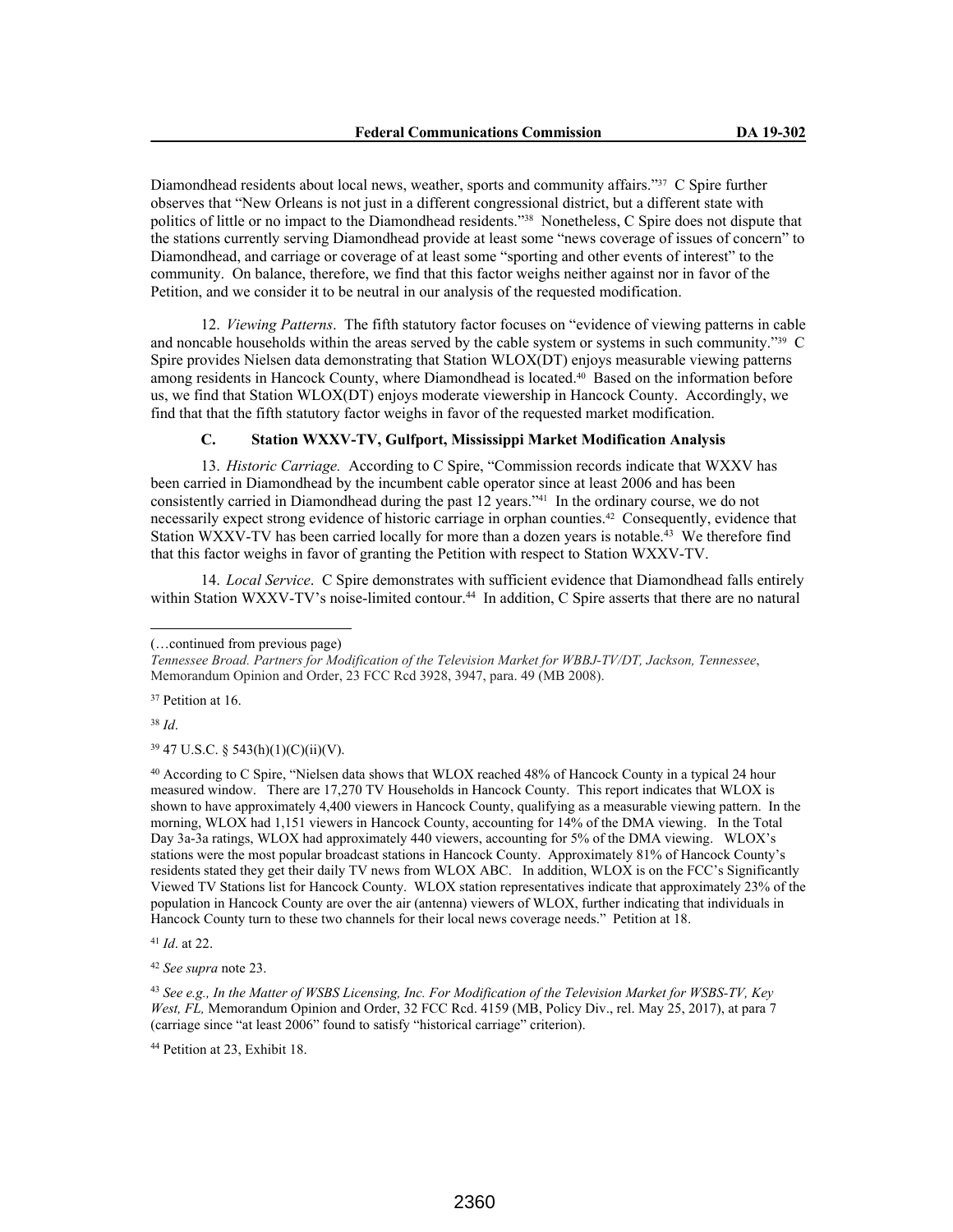Diamondhead residents about local news, weather, sports and community affairs."[37] C Spire further observes that "New Orleans is not just in a different congressional district, but a different state with politics of little or no impact to the Diamondhead residents."[38] Nonetheless, C Spire does not dispute that the stations currently serving Diamondhead provide at least some "news coverage of issues of concern" to Diamondhead, and carriage or coverage of at least some "sporting and other events of interest" to the community. On balance, therefore, we find that this factor weighs neither against nor in favor of the Petition, and we consider it to be neutral in our analysis of the requested modification.

12. *Viewing Patterns*. The fifth statutory factor focuses on "evidence of viewing patterns in cable and noncable households within the areas served by the cable system or systems in such community."[39] C Spire provides Nielsen data demonstrating that Station WLOX(DT) enjoys measurable viewing patterns among residents in Hancock County, where Diamondhead is located.[40] Based on the information before us, we find that Station WLOX(DT) enjoys moderate viewership in Hancock County. Accordingly, we find that that the fifth statutory factor weighs in favor of the requested market modification.

### C. Station WXXV-TV, Gulfport, Mississippi Market Modification Analysis

13. *Historic Carriage.* According to C Spire, "Commission records indicate that WXXV has been carried in Diamondhead by the incumbent cable operator since at least 2006 and has been consistently carried in Diamondhead during the past 12 years."[41] In the ordinary course, we do not necessarily expect strong evidence of historic carriage in orphan counties.[42] Consequently, evidence that Station WXXV-TV has been carried locally for more than a dozen years is notable.[43] We therefore find that this factor weighs in favor of granting the Petition with respect to Station WXXV-TV.

14. *Local Service*. C Spire demonstrates with sufficient evidence that Diamondhead falls entirely within Station WXXV-TV's noise-limited contour.[44] In addition, C Spire asserts that there are no natural

---

(…continued from previous page)
*Tennessee Broad. Partners for Modification of the Television Market for WBBJ-TV/DT, Jackson, Tennessee*, Memorandum Opinion and Order, 23 FCC Rcd 3928, 3947, para. 49 (MB 2008).

[37] Petition at 16.

[38] *Id*.

[39] 47 U.S.C. § 543(h)(1)(C)(ii)(V).

[40] According to C Spire, "Nielsen data shows that WLOX reached 48% of Hancock County in a typical 24 hour measured window. There are 17,270 TV Households in Hancock County. This report indicates that WLOX is shown to have approximately 4,400 viewers in Hancock County, qualifying as a measurable viewing pattern. In the morning, WLOX had 1,151 viewers in Hancock County, accounting for 14% of the DMA viewing. In the Total Day 3a-3a ratings, WLOX had approximately 440 viewers, accounting for 5% of the DMA viewing. WLOX's stations were the most popular broadcast stations in Hancock County. Approximately 81% of Hancock County's residents stated they get their daily TV news from WLOX ABC. In addition, WLOX is on the FCC's Significantly Viewed TV Stations list for Hancock County. WLOX station representatives indicate that approximately 23% of the population in Hancock County are over the air (antenna) viewers of WLOX, further indicating that individuals in Hancock County turn to these two channels for their local news coverage needs." Petition at 18.

[41] *Id*. at 22.

[42] *See supra* note 23.

[43] *See e.g., In the Matter of WSBS Licensing, Inc. For Modification of the Television Market for WSBS-TV, Key West, FL,* Memorandum Opinion and Order, 32 FCC Rcd. 4159 (MB, Policy Div., rel. May 25, 2017), at para 7 (carriage since "at least 2006" found to satisfy "historical carriage" criterion).

[44] Petition at 23, Exhibit 18.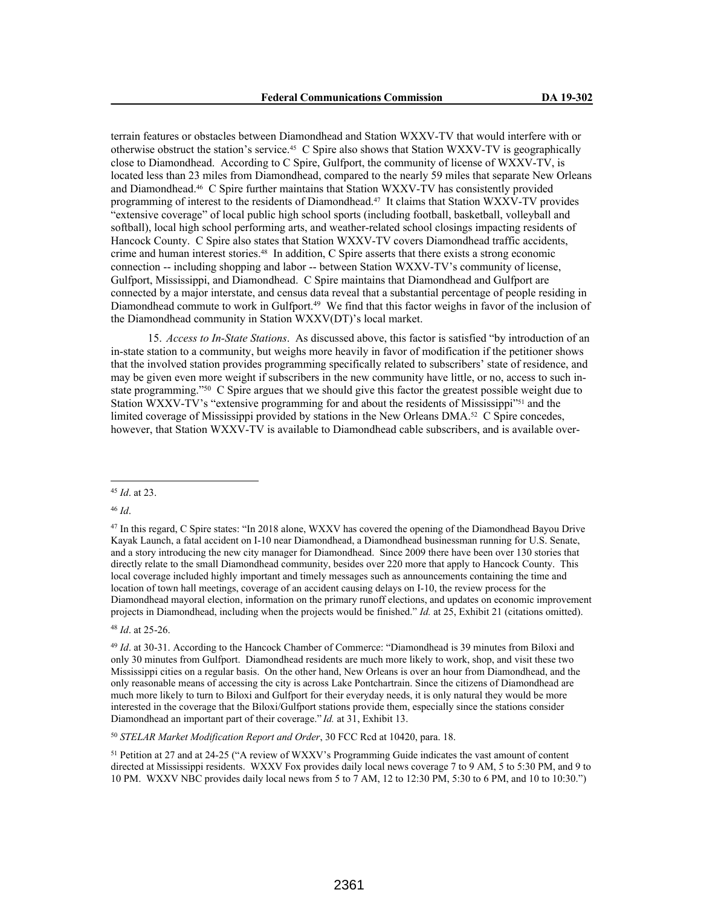terrain features or obstacles between Diamondhead and Station WXXV-TV that would interfere with or otherwise obstruct the station's service.[45] C Spire also shows that Station WXXV-TV is geographically close to Diamondhead. According to C Spire, Gulfport, the community of license of WXXV-TV, is located less than 23 miles from Diamondhead, compared to the nearly 59 miles that separate New Orleans and Diamondhead.[46] C Spire further maintains that Station WXXV-TV has consistently provided programming of interest to the residents of Diamondhead.[47] It claims that Station WXXV-TV provides "extensive coverage" of local public high school sports (including football, basketball, volleyball and softball), local high school performing arts, and weather-related school closings impacting residents of Hancock County. C Spire also states that Station WXXV-TV covers Diamondhead traffic accidents, crime and human interest stories.[48] In addition, C Spire asserts that there exists a strong economic connection -- including shopping and labor -- between Station WXXV-TV's community of license, Gulfport, Mississippi, and Diamondhead. C Spire maintains that Diamondhead and Gulfport are connected by a major interstate, and census data reveal that a substantial percentage of people residing in Diamondhead commute to work in Gulfport.[49] We find that this factor weighs in favor of the inclusion of the Diamondhead community in Station WXXV(DT)'s local market.

15. *Access to In-State Stations*. As discussed above, this factor is satisfied "by introduction of an in-state station to a community, but weighs more heavily in favor of modification if the petitioner shows that the involved station provides programming specifically related to subscribers' state of residence, and may be given even more weight if subscribers in the new community have little, or no, access to such in-state programming."[50] C Spire argues that we should give this factor the greatest possible weight due to Station WXXV-TV's "extensive programming for and about the residents of Mississippi"[51] and the limited coverage of Mississippi provided by stations in the New Orleans DMA.[52] C Spire concedes, however, that Station WXXV-TV is available to Diamondhead cable subscribers, and is available over-

[45] *Id*. at 23.

[46] *Id*.

[47] In this regard, C Spire states: "In 2018 alone, WXXV has covered the opening of the Diamondhead Bayou Drive Kayak Launch, a fatal accident on I-10 near Diamondhead, a Diamondhead businessman running for U.S. Senate, and a story introducing the new city manager for Diamondhead. Since 2009 there have been over 130 stories that directly relate to the small Diamondhead community, besides over 220 more that apply to Hancock County. This local coverage included highly important and timely messages such as announcements containing the time and location of town hall meetings, coverage of an accident causing delays on I-10, the review process for the Diamondhead mayoral election, information on the primary runoff elections, and updates on economic improvement projects in Diamondhead, including when the projects would be finished." *Id.* at 25, Exhibit 21 (citations omitted).

[48] *Id*. at 25-26.

[49] *Id*. at 30-31. According to the Hancock Chamber of Commerce: "Diamondhead is 39 minutes from Biloxi and only 30 minutes from Gulfport. Diamondhead residents are much more likely to work, shop, and visit these two Mississippi cities on a regular basis. On the other hand, New Orleans is over an hour from Diamondhead, and the only reasonable means of accessing the city is across Lake Pontchartrain. Since the citizens of Diamondhead are much more likely to turn to Biloxi and Gulfport for their everyday needs, it is only natural they would be more interested in the coverage that the Biloxi/Gulfport stations provide them, especially since the stations consider Diamondhead an important part of their coverage." *Id.* at 31, Exhibit 13.

[50] *STELAR Market Modification Report and Order*, 30 FCC Rcd at 10420, para. 18.

[51] Petition at 27 and at 24-25 ("A review of WXXV's Programming Guide indicates the vast amount of content directed at Mississippi residents. WXXV Fox provides daily local news coverage 7 to 9 AM, 5 to 5:30 PM, and 9 to 10 PM. WXXV NBC provides daily local news from 5 to 7 AM, 12 to 12:30 PM, 5:30 to 6 PM, and 10 to 10:30.")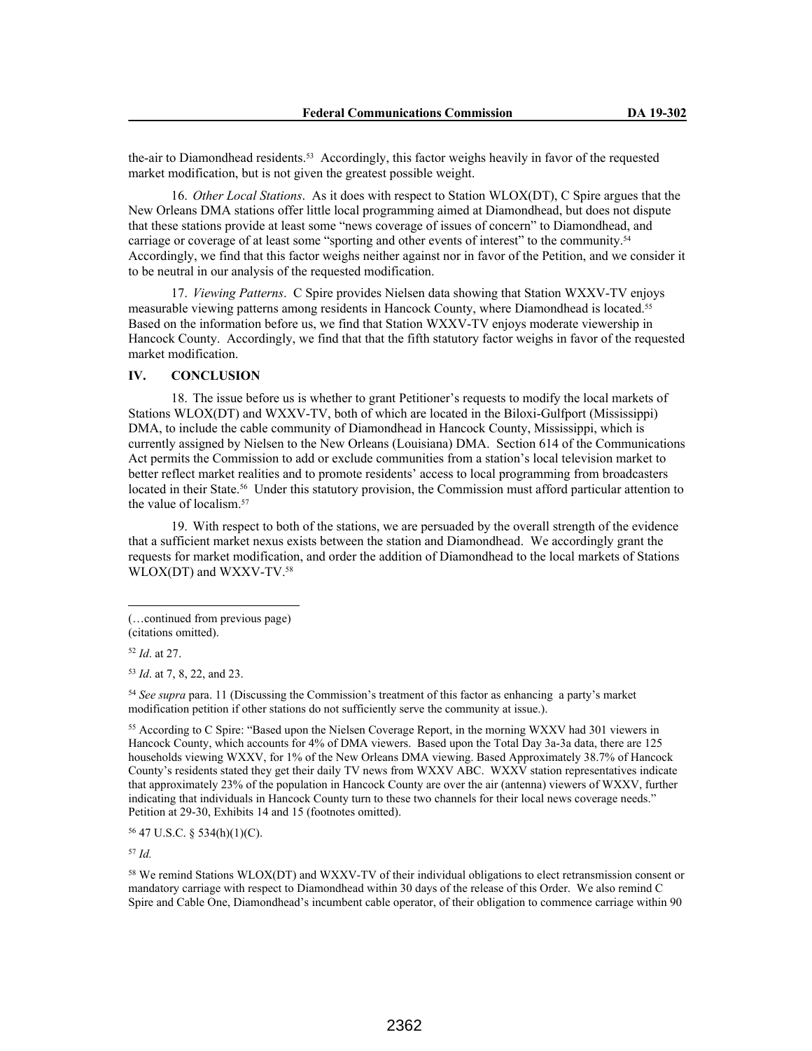the-air to Diamondhead residents.[53] Accordingly, this factor weighs heavily in favor of the requested market modification, but is not given the greatest possible weight.

16. *Other Local Stations*. As it does with respect to Station WLOX(DT), C Spire argues that the New Orleans DMA stations offer little local programming aimed at Diamondhead, but does not dispute that these stations provide at least some "news coverage of issues of concern" to Diamondhead, and carriage or coverage of at least some "sporting and other events of interest" to the community.[54] Accordingly, we find that this factor weighs neither against nor in favor of the Petition, and we consider it to be neutral in our analysis of the requested modification.

17. *Viewing Patterns*. C Spire provides Nielsen data showing that Station WXXV-TV enjoys measurable viewing patterns among residents in Hancock County, where Diamondhead is located.[55] Based on the information before us, we find that Station WXXV-TV enjoys moderate viewership in Hancock County. Accordingly, we find that that the fifth statutory factor weighs in favor of the requested market modification.

## IV. CONCLUSION

18. The issue before us is whether to grant Petitioner's requests to modify the local markets of Stations WLOX(DT) and WXXV-TV, both of which are located in the Biloxi-Gulfport (Mississippi) DMA, to include the cable community of Diamondhead in Hancock County, Mississippi, which is currently assigned by Nielsen to the New Orleans (Louisiana) DMA. Section 614 of the Communications Act permits the Commission to add or exclude communities from a station's local television market to better reflect market realities and to promote residents' access to local programming from broadcasters located in their State.[56] Under this statutory provision, the Commission must afford particular attention to the value of localism.[57]

19. With respect to both of the stations, we are persuaded by the overall strength of the evidence that a sufficient market nexus exists between the station and Diamondhead. We accordingly grant the requests for market modification, and order the addition of Diamondhead to the local markets of Stations WLOX(DT) and WXXV-TV.[58]

---

(…continued from previous page)
(citations omitted).

[52] *Id*. at 27.

[53] *Id*. at 7, 8, 22, and 23.

[54] *See supra* para. 11 (Discussing the Commission's treatment of this factor as enhancing a party's market modification petition if other stations do not sufficiently serve the community at issue.).

[55] According to C Spire: "Based upon the Nielsen Coverage Report, in the morning WXXV had 301 viewers in Hancock County, which accounts for 4% of DMA viewers. Based upon the Total Day 3a-3a data, there are 125 households viewing WXXV, for 1% of the New Orleans DMA viewing. Based Approximately 38.7% of Hancock County's residents stated they get their daily TV news from WXXV ABC. WXXV station representatives indicate that approximately 23% of the population in Hancock County are over the air (antenna) viewers of WXXV, further indicating that individuals in Hancock County turn to these two channels for their local news coverage needs." Petition at 29-30, Exhibits 14 and 15 (footnotes omitted).

[56] 47 U.S.C. § 534(h)(1)(C).

[57] *Id.*

[58] We remind Stations WLOX(DT) and WXXV-TV of their individual obligations to elect retransmission consent or mandatory carriage with respect to Diamondhead within 30 days of the release of this Order. We also remind C Spire and Cable One, Diamondhead's incumbent cable operator, of their obligation to commence carriage within 90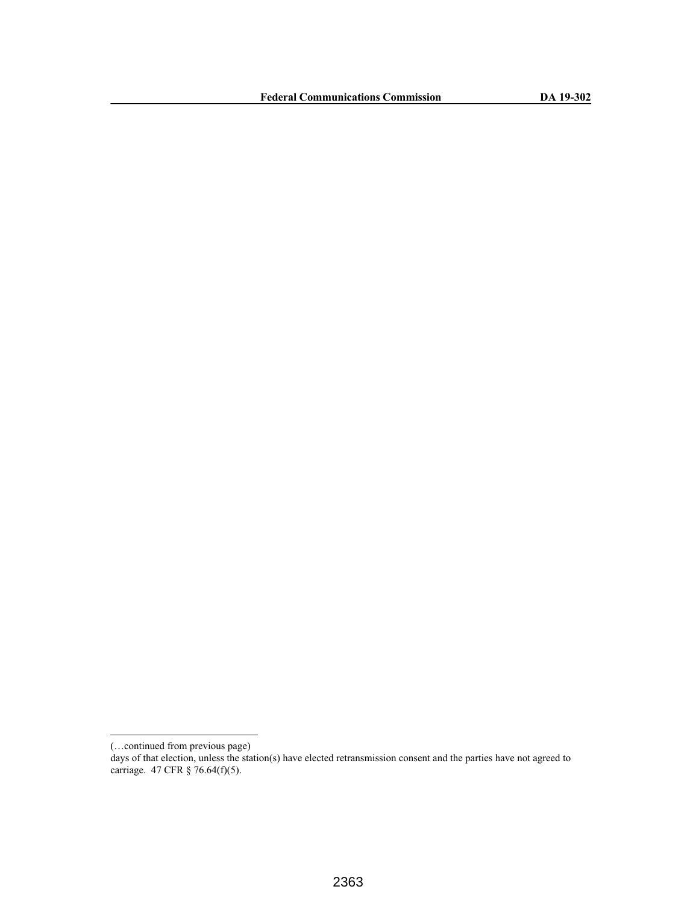(…continued from previous page)

days of that election, unless the station(s) have elected retransmission consent and the parties have not agreed to carriage. 47 CFR § 76.64(f)(5).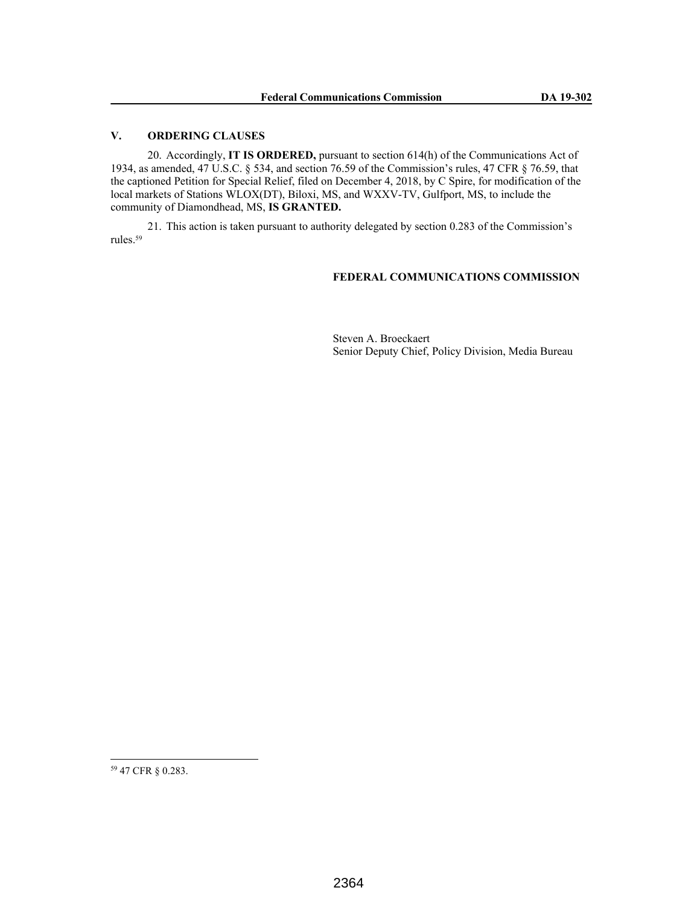## V. ORDERING CLAUSES

20. Accordingly, **IT IS ORDERED,** pursuant to section 614(h) of the Communications Act of 1934, as amended, 47 U.S.C. § 534, and section 76.59 of the Commission's rules, 47 CFR § 76.59, that the captioned Petition for Special Relief, filed on December 4, 2018, by C Spire, for modification of the local markets of Stations WLOX(DT), Biloxi, MS, and WXXV-TV, Gulfport, MS, to include the community of Diamondhead, MS, **IS GRANTED.**

21. This action is taken pursuant to authority delegated by section 0.283 of the Commission's rules.[59]

**FEDERAL COMMUNICATIONS COMMISSION**

Steven A. Broeckaert
Senior Deputy Chief, Policy Division, Media Bureau

---

[59] 47 CFR § 0.283.